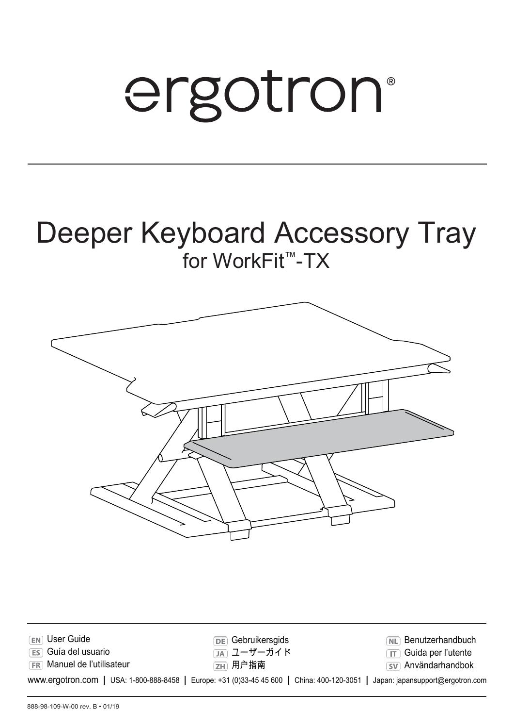# ergotron®

# Deeper Keyboard Accessory Tray

## for WorkFit™-TX

EN User Guide

ES Guía del usuario

FR Manuel de l'utilisateur

DE Gebruikersgids

JA ユーザーガイド

ZH 用户指南

NL Benutzerhandbuch

IT Guida per l'utente

SV Användarhandbok

www.ergotron.com | USA: 1-800-888-8458 | Europe: +31 (0)33-45 45 600 | China: 400-120-3051 | Japan: japansupport@ergotron.com

888-98-109-W-00 rev. B • 01/19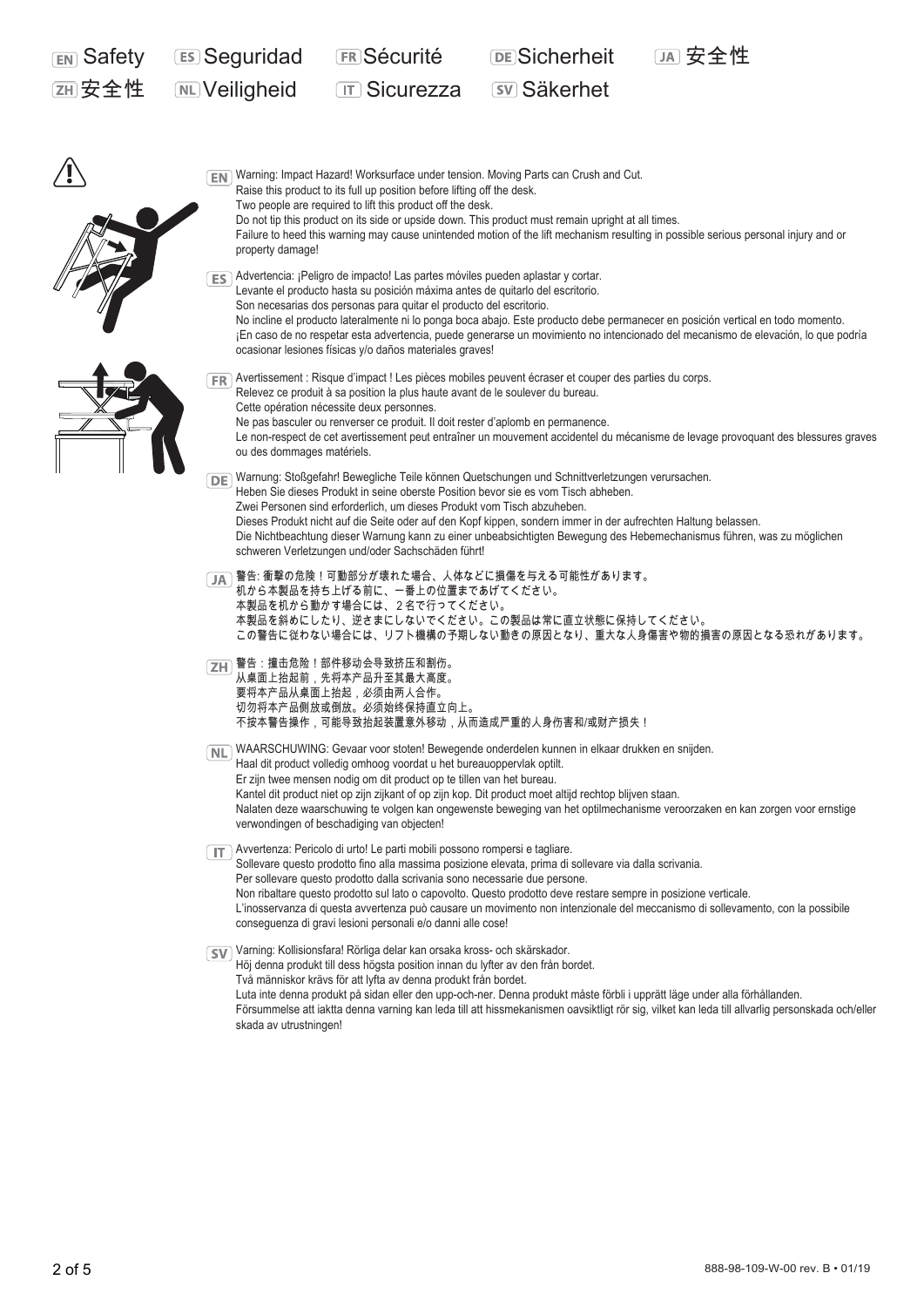# EN Safety ES Seguridad FR Sécurité DE Sicherheit JA 安全性 ZH 安全性 NL Veiligheid IT Sicurezza SV Säkerhet

**EN** Warning: Impact Hazard! Worksurface under tension. Moving Parts can Crush and Cut.
Raise this product to its full up position before lifting off the desk.
Two people are required to lift this product off the desk.
Do not tip this product on its side or upside down. This product must remain upright at all times.
Failure to heed this warning may cause unintended motion of the lift mechanism resulting in possible serious personal injury and or property damage!

**ES** Advertencia: ¡Peligro de impacto! Las partes móviles pueden aplastar y cortar.
Levante el producto hasta su posición máxima antes de quitarlo del escritorio.
Son necesarias dos personas para quitar el producto del escritorio.
No incline el producto lateralmente ni lo ponga boca abajo. Este producto debe permanecer en posición vertical en todo momento.
¡En caso de no respetar esta advertencia, puede generarse un movimiento no intencionado del mecanismo de elevación, lo que podría ocasionar lesiones físicas y/o daños materiales graves!

**FR** Avertissement : Risque d'impact ! Les pièces mobiles peuvent écraser et couper des parties du corps.
Relevez ce produit à sa position la plus haute avant de le soulever du bureau.
Cette opération nécessite deux personnes.
Ne pas basculer ou renverser ce produit. Il doit rester d'aplomb en permanence.
Le non-respect de cet avertissement peut entraîner un mouvement accidentel du mécanisme de levage provoquant des blessures graves ou des dommages matériels.

**DE** Warnung: Stoßgefahr! Bewegliche Teile können Quetschungen und Schnittverletzungen verursachen.
Heben Sie dieses Produkt in seine oberste Position bevor sie es vom Tisch abheben.
Zwei Personen sind erforderlich, um dieses Produkt vom Tisch abzuheben.
Dieses Produkt nicht auf die Seite oder auf den Kopf kippen, sondern immer in der aufrechten Haltung belassen.
Die Nichtbeachtung dieser Warnung kann zu einer unbeabsichtigten Bewegung des Hebemechanismus führen, was zu möglichen schweren Verletzungen und/oder Sachschäden führt!

**JA** 警告: 衝撃の危険！可動部分が壊れた場合、人体などに損傷を与える可能性があります。
机から本製品を持ち上げる前に、一番上の位置まであげてください。
本製品を机から動かす場合には、2名で行ってください。
本製品を斜めにしたり、逆さまにしないでください。この製品は常に直立状態に保持してください。
この警告に従わない場合には、リフト機構の予期しない動きの原因となり、重大な人身傷害や物的損害の原因となる恐れがあります。

**ZH** 警告：撞击危险！部件移动会导致挤压和割伤。
从桌面上抬起前，先将本产品升至其最大高度。
要将本产品从桌面上抬起，必须由两人合作。
切勿将本产品侧放或倒放。必须始终保持直立向上。
不按本警告操作，可能导致抬起装置意外移动，从而造成严重的人身伤害和/或财产损失！

**NL** WAARSCHUWING: Gevaar voor stoten! Bewegende onderdelen kunnen in elkaar drukken en snijden.
Haal dit product volledig omhoog voordat u het bureauoppervlak optilt.
Er zijn twee mensen nodig om dit product op te tillen van het bureau.
Kantel dit product niet op zijn zijkant of op zijn kop. Dit product moet altijd rechtop blijven staan.
Nalaten deze waarschuwing te volgen kan ongewenste beweging van het optilmechanisme veroorzaken en kan zorgen voor ernstige verwondingen of beschadiging van objecten!

**IT** Avvertenza: Pericolo di urto! Le parti mobili possono rompersi e tagliare.
Sollevare questo prodotto fino alla massima posizione elevata, prima di sollevare via dalla scrivania.
Per sollevare questo prodotto dalla scrivania sono necessarie due persone.
Non ribaltare questo prodotto sul lato o capovolto. Questo prodotto deve restare sempre in posizione verticale.
L'inosservanza di questa avvertenza può causare un movimento non intenzionale del meccanismo di sollevamento, con la possibile conseguenza di gravi lesioni personali e/o danni alle cose!

**SV** Varning: Kollisionsfara! Rörliga delar kan orsaka kross- och skärskador.
Höj denna produkt till dess högsta position innan du lyfter av den från bordet.
Två människor krävs för att lyfta av denna produkt från bordet.
Luta inte denna produkt på sidan eller den upp-och-ner. Denna produkt måste förbli i upprätt läge under alla förhållanden.
Försummelse att iaktta denna varning kan leda till att hissmekanismen oavsiktligt rör sig, vilket kan leda till allvarlig personskada och/eller skada av utrustningen!

888-98-109-W-00 rev. B • 01/19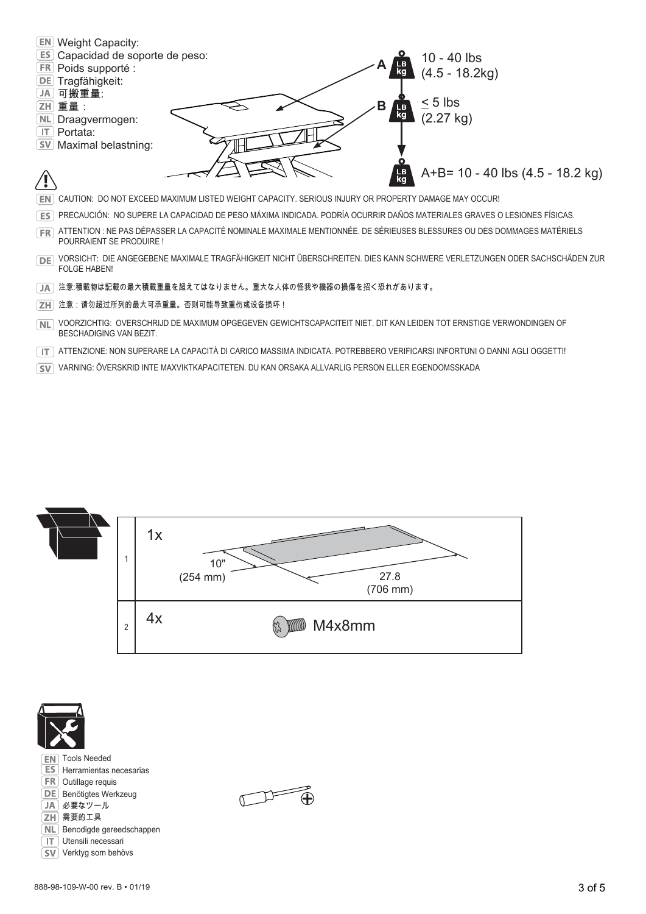**EN** Weight Capacity:
**ES** Capacidad de soporte de peso:
**FR** Poids supporté :
**DE** Tragfähigkeit:
**JA** 可搬重量:
**ZH** 重量：
**NL** Draagvermogen:
**IT** Portata:
**SV** Maximal belastning:

A: 10 - 40 lbs (4.5 - 18.2kg)

B: ≤ 5 lbs (2.27 kg)

A+B= 10 - 40 lbs (4.5 - 18.2 kg)

⚠

**EN** CAUTION: DO NOT EXCEED MAXIMUM LISTED WEIGHT CAPACITY. SERIOUS INJURY OR PROPERTY DAMAGE MAY OCCUR!

**ES** PRECAUCIÓN: NO SUPERE LA CAPACIDAD DE PESO MÁXIMA INDICADA. PODRÍA OCURRIR DAÑOS MATERIALES GRAVES O LESIONES FÍSICAS.

**FR** ATTENTION : NE PAS DÉPASSER LA CAPACITÉ NOMINALE MAXIMALE MENTIONNÉE. DE SÉRIEUSES BLESSURES OU DES DOMMAGES MATÉRIELS POURRAIENT SE PRODUIRE !

**DE** VORSICHT: DIE ANGEGEBENE MAXIMALE TRAGFÄHIGKEIT NICHT ÜBERSCHREITEN. DIES KANN SCHWERE VERLETZUNGEN ODER SACHSCHÄDEN ZUR FOLGE HABEN!

**JA** 注意:積載物は記載の最大積載重量を超えてはなりません。重大な人体の怪我や機器の損傷を招く恐れがあります。

**ZH** 注意：请勿超过所列的最大可承重量。否则可能导致重伤或设备损坏！

**NL** VOORZICHTIG: OVERSCHRIJD DE MAXIMUM OPGEGEVEN GEWICHTSCAPACITEIT NIET. DIT KAN LEIDEN TOT ERNSTIGE VERWONDINGEN OF BESCHADIGING VAN BEZIT.

**IT** ATTENZIONE: NON SUPERARE LA CAPACITÀ DI CARICO MASSIMA INDICATA. POTREBBERO VERIFICARSI INFORTUNI O DANNI AGLI OGGETTI!

**SV** VARNING: ÖVERSKRID INTE MAXVIKTKAPACITETEN. DU KAN ORSAKA ALLVARLIG PERSON ELLER EGENDOMSSKADA

| # | Qty | Part |
|---|---|---|
| 1 | 1x | 10" (254 mm) × 27.8 (706 mm) |
| 2 | 4x | M4x8mm |

**EN** Tools Needed
**ES** Herramientas necesarias
**FR** Outillage requis
**DE** Benötigtes Werkzeug
**JA** 必要なツール
**ZH** 需要的工具
**NL** Benodigde gereedschappen
**IT** Utensili necessari
**SV** Verktyg som behövs

888-98-109-W-00 rev. B • 01/19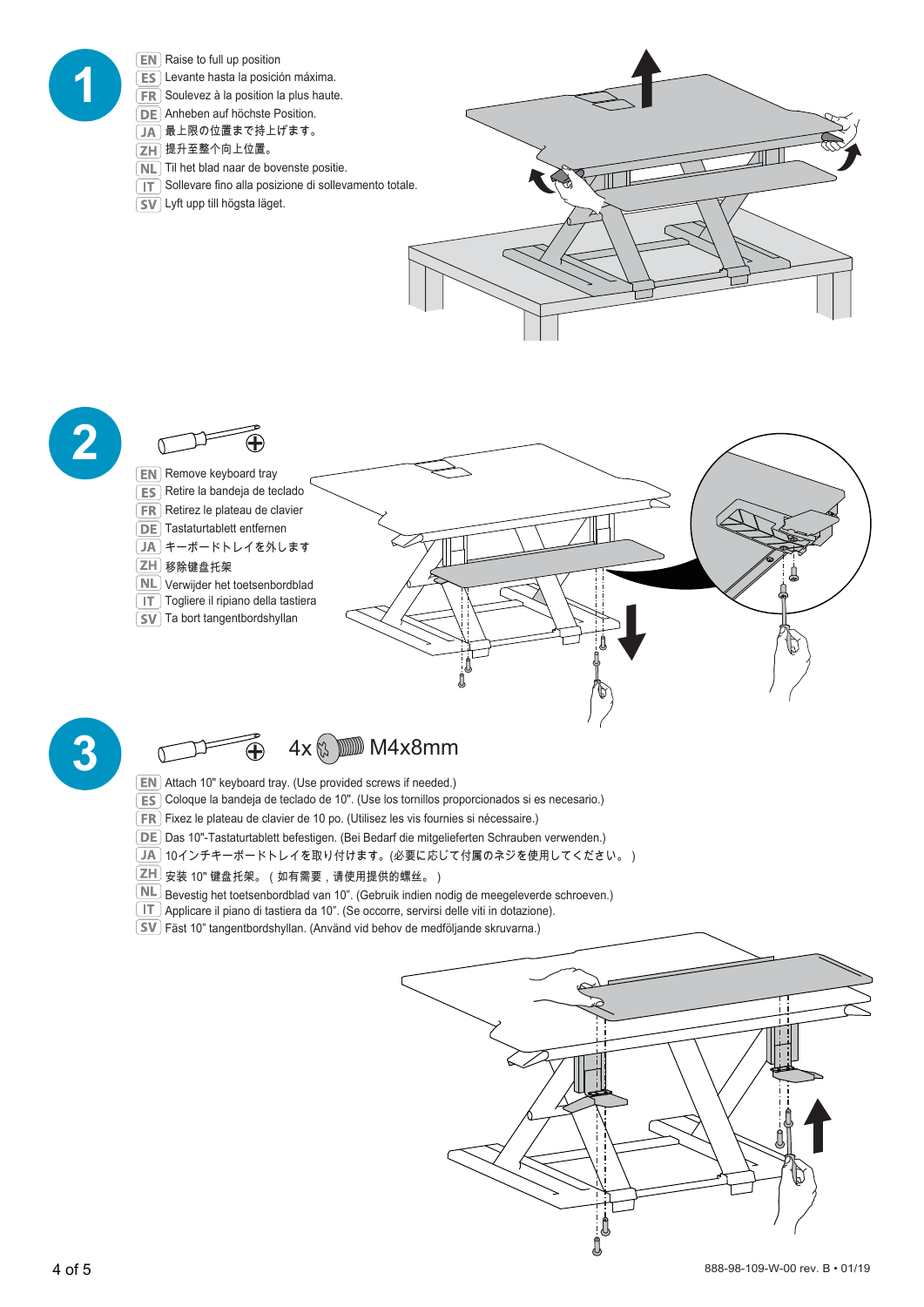## 1

EN Raise to full up position
ES Levante hasta la posición máxima.
FR Soulevez à la position la plus haute.
DE Anheben auf höchste Position.
JA 最上限の位置まで持上げます。
ZH 提升至整个向上位置。
NL Til het blad naar de bovenste positie.
IT Sollevare fino alla posizione di sollevamento totale.
SV Lyft upp till högsta läget.

## 2

EN Remove keyboard tray
ES Retire la bandeja de teclado
FR Retirez le plateau de clavier
DE Tastaturtablett entfernen
JA キーボードトレイを外します
ZH 移除键盘托架
NL Verwijder het toetsenbordblad
IT Togliere il ripiano della tastiera
SV Ta bort tangentbordshyllan

## 3

4x M4x8mm

EN Attach 10" keyboard tray. (Use provided screws if needed.)
ES Coloque la bandeja de teclado de 10". (Use los tornillos proporcionados si es necesario.)
FR Fixez le plateau de clavier de 10 po. (Utilisez les vis fournies si nécessaire.)
DE Das 10"-Tastaturtablett befestigen. (Bei Bedarf die mitgelieferten Schrauben verwenden.)
JA 10インチキーボードトレイを取り付けます。(必要に応じて付属のネジを使用してください。)
ZH 安装 10" 键盘托架。（如有需要，请使用提供的螺丝。）
NL Bevestig het toetsenbordblad van 10". (Gebruik indien nodig de meegeleverde schroeven.)
IT Applicare il piano di tastiera da 10". (Se occorre, servirsi delle viti in dotazione).
SV Fäst 10" tangentbordshyllan. (Använd vid behov de medföljande skruvarna.)

888-98-109-W-00 rev. B • 01/19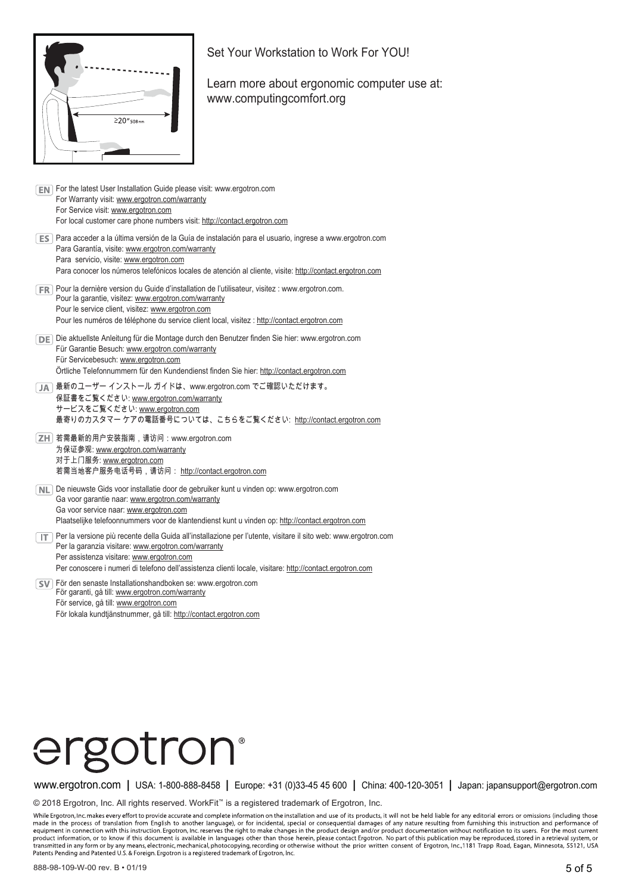Set Your Workstation to Work For YOU!

Learn more about ergonomic computer use at:
www.computingcomfort.org

≥20" 508 mm

**EN** For the latest User Installation Guide please visit: www.ergotron.com
For Warranty visit: www.ergotron.com/warranty
For Service visit: www.ergotron.com
For local customer care phone numbers visit: http://contact.ergotron.com

**ES** Para acceder a la última versión de la Guía de instalación para el usuario, ingrese a www.ergotron.com
Para Garantía, visite: www.ergotron.com/warranty
Para servicio, visite: www.ergotron.com
Para conocer los números telefónicos locales de atención al cliente, visite: http://contact.ergotron.com

**FR** Pour la dernière version du Guide d'installation de l'utilisateur, visitez : www.ergotron.com.
Pour la garantie, visitez: www.ergotron.com/warranty
Pour le service client, visitez: www.ergotron.com
Pour les numéros de téléphone du service client local, visitez : http://contact.ergotron.com

**DE** Die aktuellste Anleitung für die Montage durch den Benutzer finden Sie hier: www.ergotron.com
Für Garantie Besuch: www.ergotron.com/warranty
Für Servicebesuch: www.ergotron.com
Örtliche Telefonnummern für den Kundendienst finden Sie hier: http://contact.ergotron.com

**JA** 最新のユーザー インストール ガイドは、www.ergotron.com でご確認いただけます。
保証書をご覧ください: www.ergotron.com/warranty
サービスをご覧ください: www.ergotron.com
最寄りのカスタマー ケアの電話番号については、こちらをご覧ください: http://contact.ergotron.com

**ZH** 若需最新的用户安装指南，请访问：www.ergotron.com
为保证参观: www.ergotron.com/warranty
对于上门服务: www.ergotron.com
若需当地客户服务电话号码，请访问： http://contact.ergotron.com

**NL** De nieuwste Gids voor installatie door de gebruiker kunt u vinden op: www.ergotron.com
Ga voor garantie naar: www.ergotron.com/warranty
Ga voor service naar: www.ergotron.com
Plaatselijke telefoonnummers voor de klantendienst kunt u vinden op: http://contact.ergotron.com

**IT** Per la versione più recente della Guida all'installazione per l'utente, visitare il sito web: www.ergotron.com
Per la garanzia visitare: www.ergotron.com/warranty
Per assistenza visitare: www.ergotron.com
Per conoscere i numeri di telefono dell'assistenza clienti locale, visitare: http://contact.ergotron.com

**SV** För den senaste Installationshandboken se: www.ergotron.com
För garanti, gå till: www.ergotron.com/warranty
För service, gå till: www.ergotron.com
För lokala kundtjänstnummer, gå till: http://contact.ergotron.com

ergotron®

www.ergotron.com | USA: 1-800-888-8458 | Europe: +31 (0)33-45 45 600 | China: 400-120-3051 | Japan: japansupport@ergotron.com

© 2018 Ergotron, Inc. All rights reserved. WorkFit™ is a registered trademark of Ergotron, Inc.

While Ergotron, Inc. makes every effort to provide accurate and complete information on the installation and use of its products, it will not be held liable for any editorial errors or omissions (including those made in the process of translation from English to another language), or for incidental, special or consequential damages of any nature resulting from furnishing this instruction and performance of equipment in connection with this instruction. Ergotron, Inc. reserves the right to make changes in the product design and/or product documentation without notification to its users. For the most current product information, or to know if this document is available in languages other than those herein, please contact Ergotron. No part of this publication may be reproduced, stored in a retrieval system, or transmitted in any form or by any means, electronic, mechanical, photocopying, recording or otherwise without the prior written consent of Ergotron, Inc.,1181 Trapp Road, Eagan, Minnesota, 55121, USA
Patents Pending and Patented U.S. & Foreign. Ergotron is a registered trademark of Ergotron, Inc.

888-98-109-W-00 rev. B • 01/19